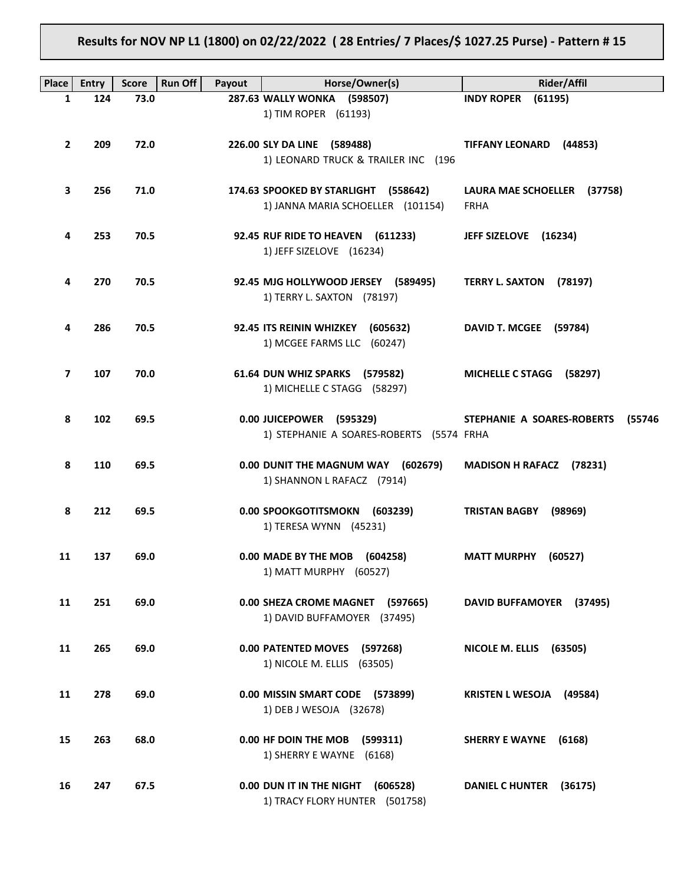# Results for NOV NP L1 (1800) on 02/22/2022 ( 28 Entries/ 7 Places/$ 1027.25 Purse) - Pattern # 15

| Place | Entry | Score | Run Off | Payout | Horse/Owner(s) | Rider/Affil |
|---|---|---|---|---|---|---|
| 1 | 124 | 73.0 | | 287.63 | **WALLY WONKA (598507)**<br>1) TIM ROPER (61193) | **INDY ROPER (61195)** |
| 2 | 209 | 72.0 | | 226.00 | **SLY DA LINE (589488)**<br>1) LEONARD TRUCK & TRAILER INC (196 | **TIFFANY LEONARD (44853)** |
| 3 | 256 | 71.0 | | 174.63 | **SPOOKED BY STARLIGHT (558642)**<br>1) JANNA MARIA SCHOELLER (101154) | **LAURA MAE SCHOELLER (37758)**<br>FRHA |
| 4 | 253 | 70.5 | | 92.45 | **RUF RIDE TO HEAVEN (611233)**<br>1) JEFF SIZELOVE (16234) | **JEFF SIZELOVE (16234)** |
| 4 | 270 | 70.5 | | 92.45 | **MJG HOLLYWOOD JERSEY (589495)**<br>1) TERRY L. SAXTON (78197) | **TERRY L. SAXTON (78197)** |
| 4 | 286 | 70.5 | | 92.45 | **ITS REININ WHIZKEY (605632)**<br>1) MCGEE FARMS LLC (60247) | **DAVID T. MCGEE (59784)** |
| 7 | 107 | 70.0 | | 61.64 | **DUN WHIZ SPARKS (579582)**<br>1) MICHELLE C STAGG (58297) | **MICHELLE C STAGG (58297)** |
| 8 | 102 | 69.5 | | 0.00 | **JUICEPOWER (595329)**<br>1) STEPHANIE A SOARES-ROBERTS (5574 | **STEPHANIE A SOARES-ROBERTS (55746**<br>FRHA |
| 8 | 110 | 69.5 | | 0.00 | **DUNIT THE MAGNUM WAY (602679)**<br>1) SHANNON L RAFACZ (7914) | **MADISON H RAFACZ (78231)** |
| 8 | 212 | 69.5 | | 0.00 | **SPOOKGOTITSMOKN (603239)**<br>1) TERESA WYNN (45231) | **TRISTAN BAGBY (98969)** |
| 11 | 137 | 69.0 | | 0.00 | **MADE BY THE MOB (604258)**<br>1) MATT MURPHY (60527) | **MATT MURPHY (60527)** |
| 11 | 251 | 69.0 | | 0.00 | **SHEZA CROME MAGNET (597665)**<br>1) DAVID BUFFAMOYER (37495) | **DAVID BUFFAMOYER (37495)** |
| 11 | 265 | 69.0 | | 0.00 | **PATENTED MOVES (597268)**<br>1) NICOLE M. ELLIS (63505) | **NICOLE M. ELLIS (63505)** |
| 11 | 278 | 69.0 | | 0.00 | **MISSIN SMART CODE (573899)**<br>1) DEB J WESOJA (32678) | **KRISTEN L WESOJA (49584)** |
| 15 | 263 | 68.0 | | 0.00 | **HF DOIN THE MOB (599311)**<br>1) SHERRY E WAYNE (6168) | **SHERRY E WAYNE (6168)** |
| 16 | 247 | 67.5 | | 0.00 | **DUN IT IN THE NIGHT (606528)**<br>1) TRACY FLORY HUNTER (501758) | **DANIEL C HUNTER (36175)** |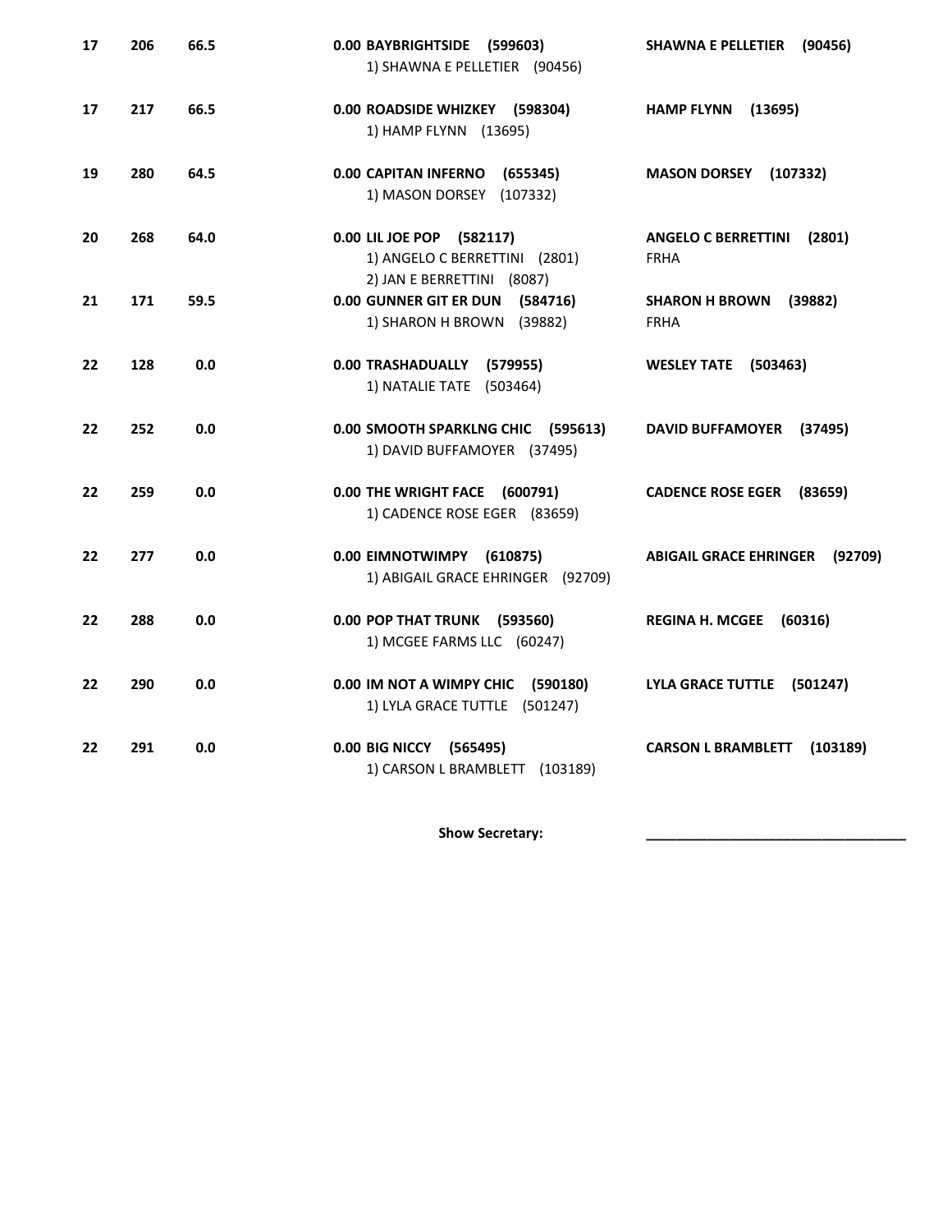| | | | | |
|---|---|---|---|---|
| 17 | 206 | 66.5 | 0.00 **BAYBRIGHTSIDE (599603)**<br>1) SHAWNA E PELLETIER (90456) | **SHAWNA E PELLETIER (90456)** |
| 17 | 217 | 66.5 | 0.00 **ROADSIDE WHIZKEY (598304)**<br>1) HAMP FLYNN (13695) | **HAMP FLYNN (13695)** |
| 19 | 280 | 64.5 | 0.00 **CAPITAN INFERNO (655345)**<br>1) MASON DORSEY (107332) | **MASON DORSEY (107332)** |
| 20 | 268 | 64.0 | 0.00 **LIL JOE POP (582117)**<br>1) ANGELO C BERRETTINI (2801)<br>2) JAN E BERRETTINI (8087) | **ANGELO C BERRETTINI (2801)**<br>FRHA |
| 21 | 171 | 59.5 | 0.00 **GUNNER GIT ER DUN (584716)**<br>1) SHARON H BROWN (39882) | **SHARON H BROWN (39882)**<br>FRHA |
| 22 | 128 | 0.0 | 0.00 **TRASHADUALLY (579955)**<br>1) NATALIE TATE (503464) | **WESLEY TATE (503463)** |
| 22 | 252 | 0.0 | 0.00 **SMOOTH SPARKLNG CHIC (595613)**<br>1) DAVID BUFFAMOYER (37495) | **DAVID BUFFAMOYER (37495)** |
| 22 | 259 | 0.0 | 0.00 **THE WRIGHT FACE (600791)**<br>1) CADENCE ROSE EGER (83659) | **CADENCE ROSE EGER (83659)** |
| 22 | 277 | 0.0 | 0.00 **EIMNOTWIMPY (610875)**<br>1) ABIGAIL GRACE EHRINGER (92709) | **ABIGAIL GRACE EHRINGER (92709)** |
| 22 | 288 | 0.0 | 0.00 **POP THAT TRUNK (593560)**<br>1) MCGEE FARMS LLC (60247) | **REGINA H. MCGEE (60316)** |
| 22 | 290 | 0.0 | 0.00 **IM NOT A WIMPY CHIC (590180)**<br>1) LYLA GRACE TUTTLE (501247) | **LYLA GRACE TUTTLE (501247)** |
| 22 | 291 | 0.0 | 0.00 **BIG NICCY (565495)**<br>1) CARSON L BRAMBLETT (103189) | **CARSON L BRAMBLETT (103189)** |

**Show Secretary:** ___________________________________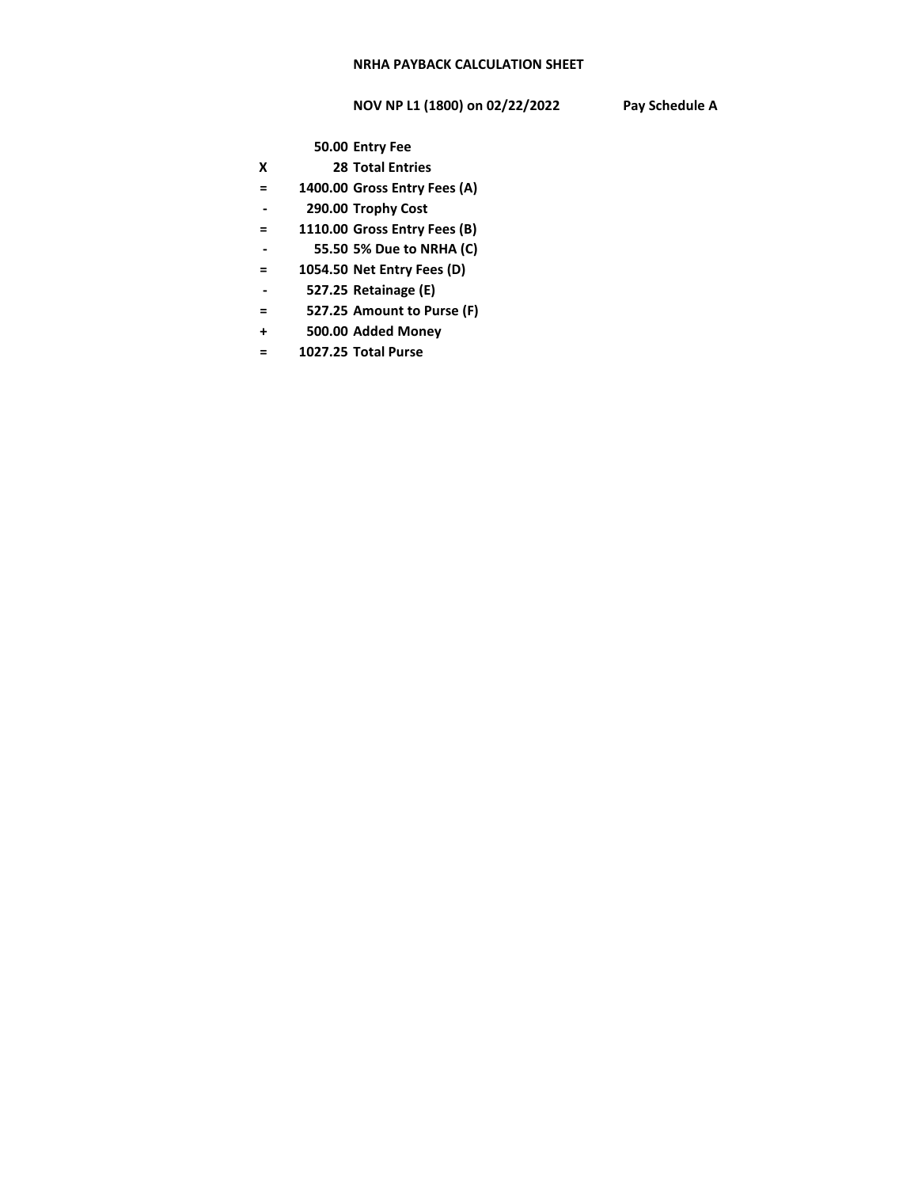**NRHA PAYBACK CALCULATION SHEET**

**NOV NP L1 (1800) on 02/22/2022** **Pay Schedule A**

| | | |
|---|---|---|
| | 50.00 | Entry Fee |
| X | 28 | Total Entries |
| = | 1400.00 | Gross Entry Fees (A) |
| - | 290.00 | Trophy Cost |
| = | 1110.00 | Gross Entry Fees (B) |
| - | 55.50 | 5% Due to NRHA (C) |
| = | 1054.50 | Net Entry Fees (D) |
| - | 527.25 | Retainage (E) |
| = | 527.25 | Amount to Purse (F) |
| + | 500.00 | Added Money |
| = | 1027.25 | Total Purse |